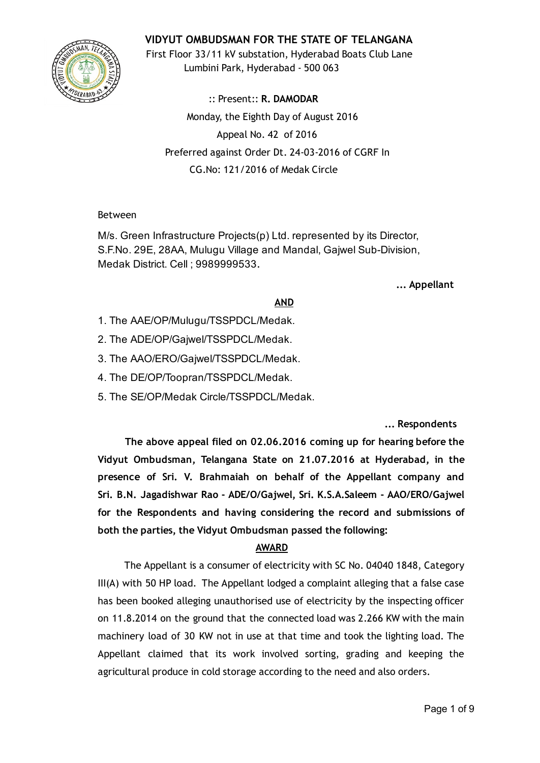# VIDYUT OMBUDSMAN FOR THE STATE OF TELANGANA

First Floor 33/11 kV substation, Hyderabad Boats Club Lane
Lumbini Park, Hyderabad - 500 063

:: Present:: **R. DAMODAR**

Monday, the Eighth Day of August 2016

Appeal No. 42 of 2016

Preferred against Order Dt. 24-03-2016 of CGRF In
CG.No: 121/2016 of Medak Circle

Between

M/s. Green Infrastructure Projects(p) Ltd. represented by its Director,
S.F.No. 29E, 28AA, Mulugu Village and Mandal, Gajwel Sub-Division,
Medak District. Cell ; 9989999533.

**... Appellant**

**AND**

1. The AAE/OP/Mulugu/TSSPDCL/Medak.
2. The ADE/OP/Gajwel/TSSPDCL/Medak.
3. The AAO/ERO/Gajwel/TSSPDCL/Medak.
4. The DE/OP/Toopran/TSSPDCL/Medak.
5. The SE/OP/Medak Circle/TSSPDCL/Medak.

**... Respondents**

**The above appeal filed on 02.06.2016 coming up for hearing before the Vidyut Ombudsman, Telangana State on 21.07.2016 at Hyderabad, in the presence of Sri. V. Brahmaiah on behalf of the Appellant company and Sri. B.N. Jagadishwar Rao - ADE/O/Gajwel, Sri. K.S.A.Saleem - AAO/ERO/Gajwel for the Respondents and having considering the record and submissions of both the parties, the Vidyut Ombudsman passed the following:**

**AWARD**

The Appellant is a consumer of electricity with SC No. 04040 1848, Category III(A) with 50 HP load. The Appellant lodged a complaint alleging that a false case has been booked alleging unauthorised use of electricity by the inspecting officer on 11.8.2014 on the ground that the connected load was 2.266 KW with the main machinery load of 30 KW not in use at that time and took the lighting load. The Appellant claimed that its work involved sorting, grading and keeping the agricultural produce in cold storage according to the need and also orders.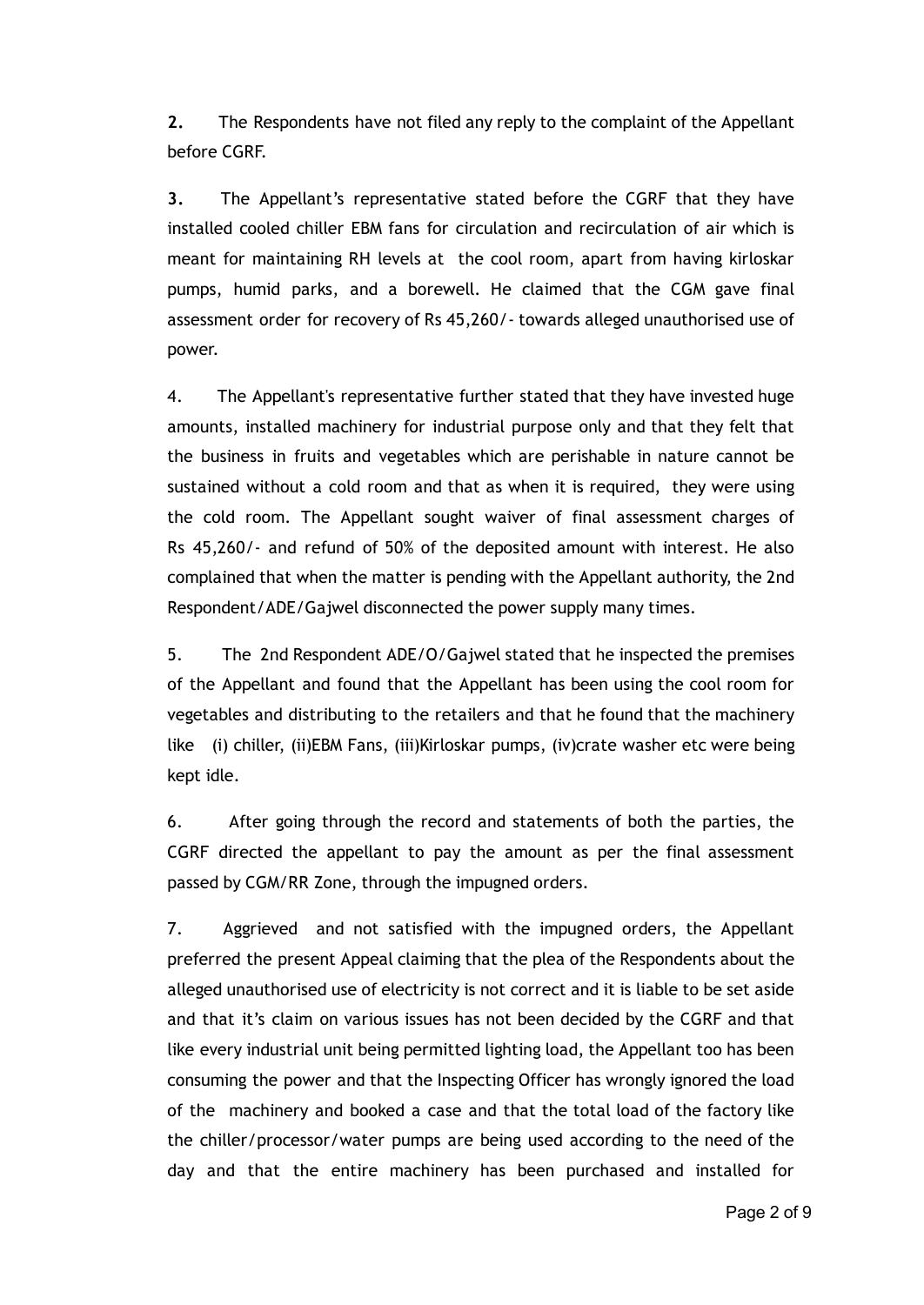**2.** The Respondents have not filed any reply to the complaint of the Appellant before CGRF.

**3.** The Appellant's representative stated before the CGRF that they have installed cooled chiller EBM fans for circulation and recirculation of air which is meant for maintaining RH levels at the cool room, apart from having kirloskar pumps, humid parks, and a borewell. He claimed that the CGM gave final assessment order for recovery of Rs 45,260/- towards alleged unauthorised use of power.

4. The Appellant's representative further stated that they have invested huge amounts, installed machinery for industrial purpose only and that they felt that the business in fruits and vegetables which are perishable in nature cannot be sustained without a cold room and that as when it is required, they were using the cold room. The Appellant sought waiver of final assessment charges of Rs 45,260/- and refund of 50% of the deposited amount with interest. He also complained that when the matter is pending with the Appellant authority, the 2nd Respondent/ADE/Gajwel disconnected the power supply many times.

5. The 2nd Respondent ADE/O/Gajwel stated that he inspected the premises of the Appellant and found that the Appellant has been using the cool room for vegetables and distributing to the retailers and that he found that the machinery like (i) chiller, (ii)EBM Fans, (iii)Kirloskar pumps, (iv)crate washer etc were being kept idle.

6. After going through the record and statements of both the parties, the CGRF directed the appellant to pay the amount as per the final assessment passed by CGM/RR Zone, through the impugned orders.

7. Aggrieved and not satisfied with the impugned orders, the Appellant preferred the present Appeal claiming that the plea of the Respondents about the alleged unauthorised use of electricity is not correct and it is liable to be set aside and that it's claim on various issues has not been decided by the CGRF and that like every industrial unit being permitted lighting load, the Appellant too has been consuming the power and that the Inspecting Officer has wrongly ignored the load of the machinery and booked a case and that the total load of the factory like the chiller/processor/water pumps are being used according to the need of the day and that the entire machinery has been purchased and installed for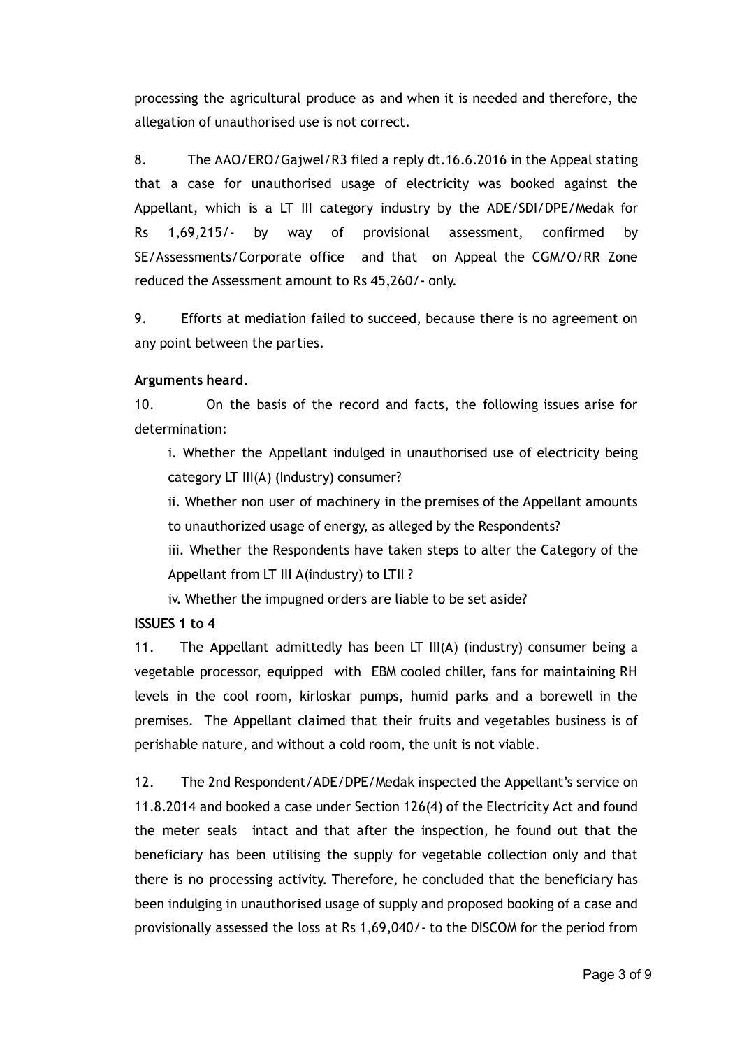processing the agricultural produce as and when it is needed and therefore, the allegation of unauthorised use is not correct.

8. The AAO/ERO/Gajwel/R3 filed a reply dt.16.6.2016 in the Appeal stating that a case for unauthorised usage of electricity was booked against the Appellant, which is a LT III category industry by the ADE/SDI/DPE/Medak for Rs 1,69,215/- by way of provisional assessment, confirmed by SE/Assessments/Corporate office and that on Appeal the CGM/O/RR Zone reduced the Assessment amount to Rs 45,260/- only.

9. Efforts at mediation failed to succeed, because there is no agreement on any point between the parties.

**Arguments heard.**

10. On the basis of the record and facts, the following issues arise for determination:

i. Whether the Appellant indulged in unauthorised use of electricity being category LT III(A) (Industry) consumer?

ii. Whether non user of machinery in the premises of the Appellant amounts to unauthorized usage of energy, as alleged by the Respondents?

iii. Whether the Respondents have taken steps to alter the Category of the Appellant from LT III A(industry) to LTII ?

iv. Whether the impugned orders are liable to be set aside?

**ISSUES 1 to 4**

11. The Appellant admittedly has been LT III(A) (industry) consumer being a vegetable processor, equipped with EBM cooled chiller, fans for maintaining RH levels in the cool room, kirloskar pumps, humid parks and a borewell in the premises. The Appellant claimed that their fruits and vegetables business is of perishable nature, and without a cold room, the unit is not viable.

12. The 2nd Respondent/ADE/DPE/Medak inspected the Appellant's service on 11.8.2014 and booked a case under Section 126(4) of the Electricity Act and found the meter seals intact and that after the inspection, he found out that the beneficiary has been utilising the supply for vegetable collection only and that there is no processing activity. Therefore, he concluded that the beneficiary has been indulging in unauthorised usage of supply and proposed booking of a case and provisionally assessed the loss at Rs 1,69,040/- to the DISCOM for the period from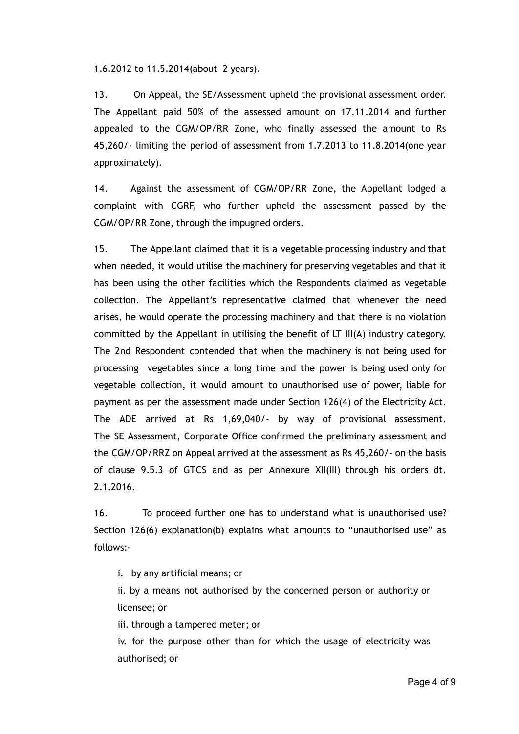1.6.2012 to 11.5.2014(about 2 years).

13. On Appeal, the SE/Assessment upheld the provisional assessment order. The Appellant paid 50% of the assessed amount on 17.11.2014 and further appealed to the CGM/OP/RR Zone, who finally assessed the amount to Rs 45,260/- limiting the period of assessment from 1.7.2013 to 11.8.2014(one year approximately).

14. Against the assessment of CGM/OP/RR Zone, the Appellant lodged a complaint with CGRF, who further upheld the assessment passed by the CGM/OP/RR Zone, through the impugned orders.

15. The Appellant claimed that it is a vegetable processing industry and that when needed, it would utilise the machinery for preserving vegetables and that it has been using the other facilities which the Respondents claimed as vegetable collection. The Appellant's representative claimed that whenever the need arises, he would operate the processing machinery and that there is no violation committed by the Appellant in utilising the benefit of LT III(A) industry category. The 2nd Respondent contended that when the machinery is not being used for processing vegetables since a long time and the power is being used only for vegetable collection, it would amount to unauthorised use of power, liable for payment as per the assessment made under Section 126(4) of the Electricity Act. The ADE arrived at Rs 1,69,040/- by way of provisional assessment. The SE Assessment, Corporate Office confirmed the preliminary assessment and the CGM/OP/RRZ on Appeal arrived at the assessment as Rs 45,260/- on the basis of clause 9.5.3 of GTCS and as per Annexure XII(III) through his orders dt. 2.1.2016.

16. To proceed further one has to understand what is unauthorised use? Section 126(6) explanation(b) explains what amounts to "unauthorised use" as follows:-

i. by any artificial means; or

ii. by a means not authorised by the concerned person or authority or licensee; or

iii. through a tampered meter; or

iv. for the purpose other than for which the usage of electricity was authorised; or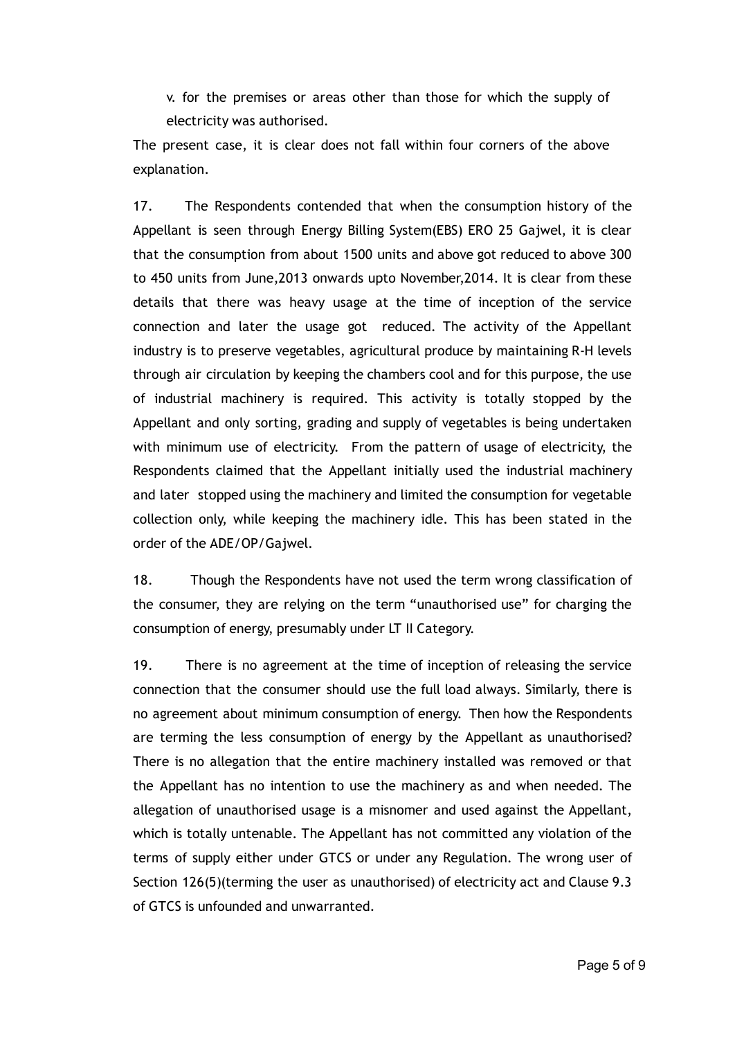v. for the premises or areas other than those for which the supply of electricity was authorised.

The present case, it is clear does not fall within four corners of the above explanation.

17. The Respondents contended that when the consumption history of the Appellant is seen through Energy Billing System(EBS) ERO 25 Gajwel, it is clear that the consumption from about 1500 units and above got reduced to above 300 to 450 units from June,2013 onwards upto November,2014. It is clear from these details that there was heavy usage at the time of inception of the service connection and later the usage got reduced. The activity of the Appellant industry is to preserve vegetables, agricultural produce by maintaining R-H levels through air circulation by keeping the chambers cool and for this purpose, the use of industrial machinery is required. This activity is totally stopped by the Appellant and only sorting, grading and supply of vegetables is being undertaken with minimum use of electricity. From the pattern of usage of electricity, the Respondents claimed that the Appellant initially used the industrial machinery and later stopped using the machinery and limited the consumption for vegetable collection only, while keeping the machinery idle. This has been stated in the order of the ADE/OP/Gajwel.

18. Though the Respondents have not used the term wrong classification of the consumer, they are relying on the term "unauthorised use" for charging the consumption of energy, presumably under LT II Category.

19. There is no agreement at the time of inception of releasing the service connection that the consumer should use the full load always. Similarly, there is no agreement about minimum consumption of energy. Then how the Respondents are terming the less consumption of energy by the Appellant as unauthorised? There is no allegation that the entire machinery installed was removed or that the Appellant has no intention to use the machinery as and when needed. The allegation of unauthorised usage is a misnomer and used against the Appellant, which is totally untenable. The Appellant has not committed any violation of the terms of supply either under GTCS or under any Regulation. The wrong user of Section 126(5)(terming the user as unauthorised) of electricity act and Clause 9.3 of GTCS is unfounded and unwarranted.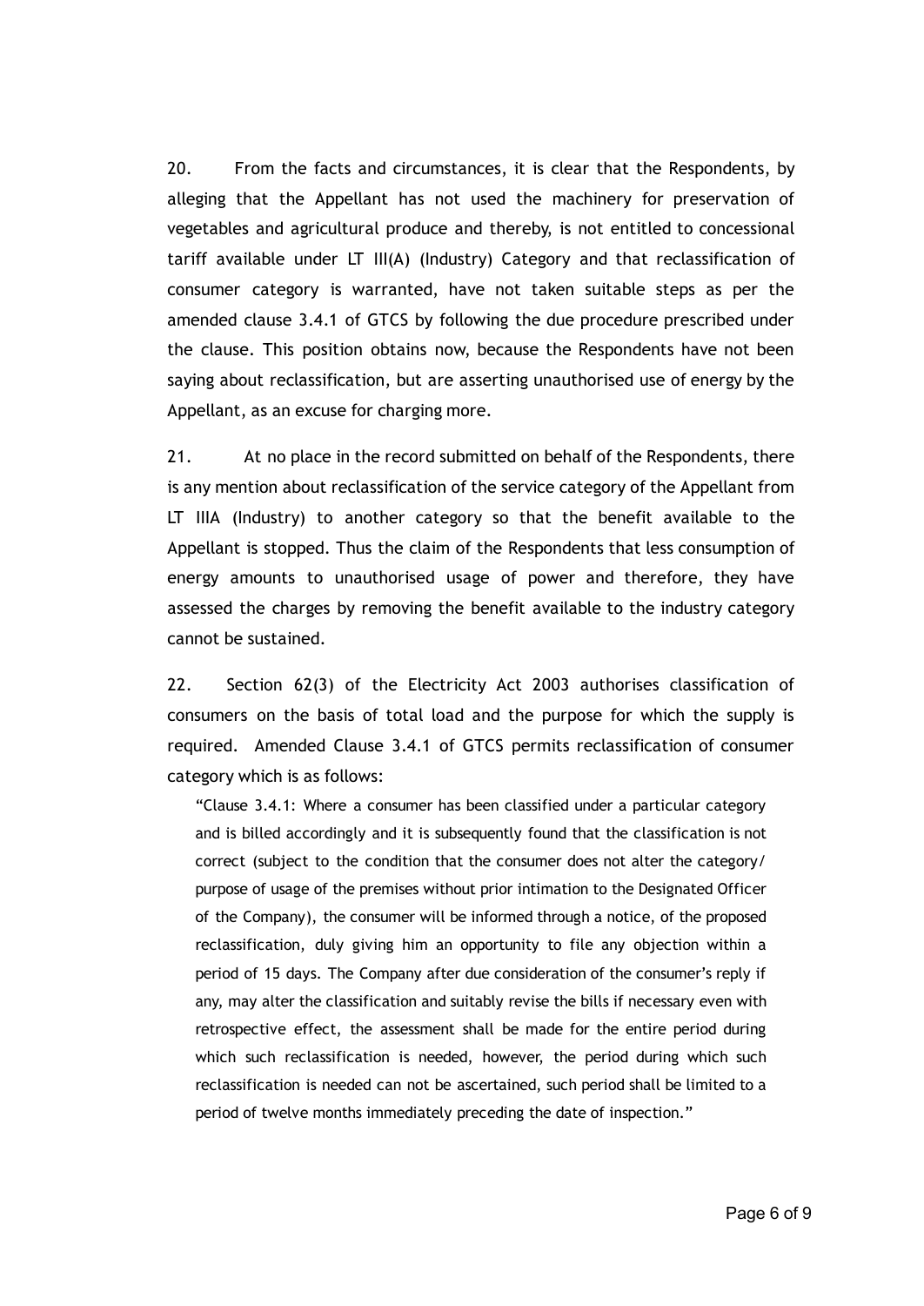20. From the facts and circumstances, it is clear that the Respondents, by alleging that the Appellant has not used the machinery for preservation of vegetables and agricultural produce and thereby, is not entitled to concessional tariff available under LT III(A) (Industry) Category and that reclassification of consumer category is warranted, have not taken suitable steps as per the amended clause 3.4.1 of GTCS by following the due procedure prescribed under the clause. This position obtains now, because the Respondents have not been saying about reclassification, but are asserting unauthorised use of energy by the Appellant, as an excuse for charging more.

21. At no place in the record submitted on behalf of the Respondents, there is any mention about reclassification of the service category of the Appellant from LT IIIA (Industry) to another category so that the benefit available to the Appellant is stopped. Thus the claim of the Respondents that less consumption of energy amounts to unauthorised usage of power and therefore, they have assessed the charges by removing the benefit available to the industry category cannot be sustained.

22. Section 62(3) of the Electricity Act 2003 authorises classification of consumers on the basis of total load and the purpose for which the supply is required. Amended Clause 3.4.1 of GTCS permits reclassification of consumer category which is as follows:

> "Clause 3.4.1: Where a consumer has been classified under a particular category and is billed accordingly and it is subsequently found that the classification is not correct (subject to the condition that the consumer does not alter the category/ purpose of usage of the premises without prior intimation to the Designated Officer of the Company), the consumer will be informed through a notice, of the proposed reclassification, duly giving him an opportunity to file any objection within a period of 15 days. The Company after due consideration of the consumer's reply if any, may alter the classification and suitably revise the bills if necessary even with retrospective effect, the assessment shall be made for the entire period during which such reclassification is needed, however, the period during which such reclassification is needed can not be ascertained, such period shall be limited to a period of twelve months immediately preceding the date of inspection."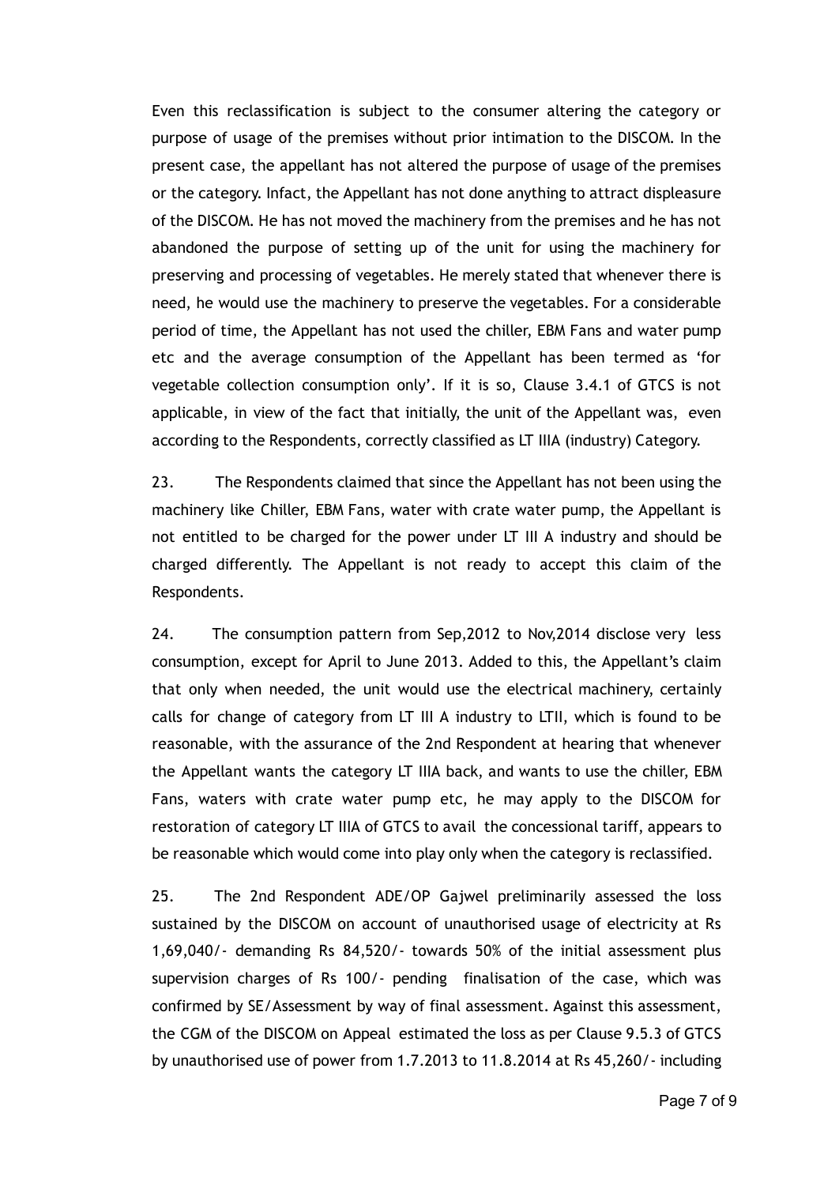Even this reclassification is subject to the consumer altering the category or purpose of usage of the premises without prior intimation to the DISCOM. In the present case, the appellant has not altered the purpose of usage of the premises or the category. Infact, the Appellant has not done anything to attract displeasure of the DISCOM. He has not moved the machinery from the premises and he has not abandoned the purpose of setting up of the unit for using the machinery for preserving and processing of vegetables. He merely stated that whenever there is need, he would use the machinery to preserve the vegetables. For a considerable period of time, the Appellant has not used the chiller, EBM Fans and water pump etc and the average consumption of the Appellant has been termed as 'for vegetable collection consumption only'. If it is so, Clause 3.4.1 of GTCS is not applicable, in view of the fact that initially, the unit of the Appellant was, even according to the Respondents, correctly classified as LT IIIA (industry) Category.

23. The Respondents claimed that since the Appellant has not been using the machinery like Chiller, EBM Fans, water with crate water pump, the Appellant is not entitled to be charged for the power under LT III A industry and should be charged differently. The Appellant is not ready to accept this claim of the Respondents.

24. The consumption pattern from Sep,2012 to Nov,2014 disclose very less consumption, except for April to June 2013. Added to this, the Appellant's claim that only when needed, the unit would use the electrical machinery, certainly calls for change of category from LT III A industry to LTII, which is found to be reasonable, with the assurance of the 2nd Respondent at hearing that whenever the Appellant wants the category LT IIIA back, and wants to use the chiller, EBM Fans, waters with crate water pump etc, he may apply to the DISCOM for restoration of category LT IIIA of GTCS to avail the concessional tariff, appears to be reasonable which would come into play only when the category is reclassified.

25. The 2nd Respondent ADE/OP Gajwel preliminarily assessed the loss sustained by the DISCOM on account of unauthorised usage of electricity at Rs 1,69,040/- demanding Rs 84,520/- towards 50% of the initial assessment plus supervision charges of Rs 100/- pending finalisation of the case, which was confirmed by SE/Assessment by way of final assessment. Against this assessment, the CGM of the DISCOM on Appeal estimated the loss as per Clause 9.5.3 of GTCS by unauthorised use of power from 1.7.2013 to 11.8.2014 at Rs 45,260/- including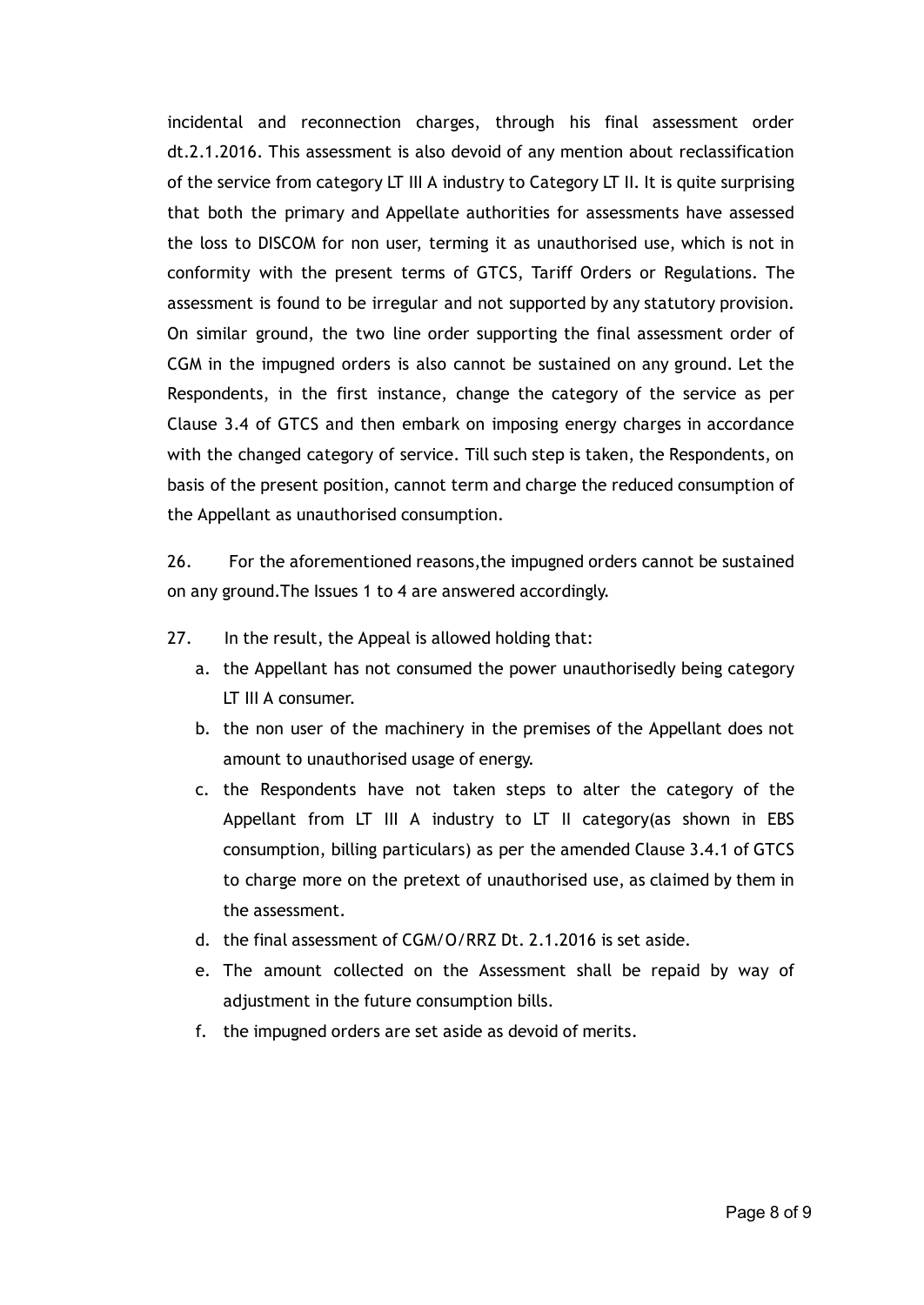incidental and reconnection charges, through his final assessment order dt.2.1.2016. This assessment is also devoid of any mention about reclassification of the service from category LT III A industry to Category LT II. It is quite surprising that both the primary and Appellate authorities for assessments have assessed the loss to DISCOM for non user, terming it as unauthorised use, which is not in conformity with the present terms of GTCS, Tariff Orders or Regulations. The assessment is found to be irregular and not supported by any statutory provision. On similar ground, the two line order supporting the final assessment order of CGM in the impugned orders is also cannot be sustained on any ground. Let the Respondents, in the first instance, change the category of the service as per Clause 3.4 of GTCS and then embark on imposing energy charges in accordance with the changed category of service. Till such step is taken, the Respondents, on basis of the present position, cannot term and charge the reduced consumption of the Appellant as unauthorised consumption.

26. For the aforementioned reasons,the impugned orders cannot be sustained on any ground.The Issues 1 to 4 are answered accordingly.

27. In the result, the Appeal is allowed holding that:

a. the Appellant has not consumed the power unauthorisedly being category LT III A consumer.
b. the non user of the machinery in the premises of the Appellant does not amount to unauthorised usage of energy.
c. the Respondents have not taken steps to alter the category of the Appellant from LT III A industry to LT II category(as shown in EBS consumption, billing particulars) as per the amended Clause 3.4.1 of GTCS to charge more on the pretext of unauthorised use, as claimed by them in the assessment.
d. the final assessment of CGM/O/RRZ Dt. 2.1.2016 is set aside.
e. The amount collected on the Assessment shall be repaid by way of adjustment in the future consumption bills.
f. the impugned orders are set aside as devoid of merits.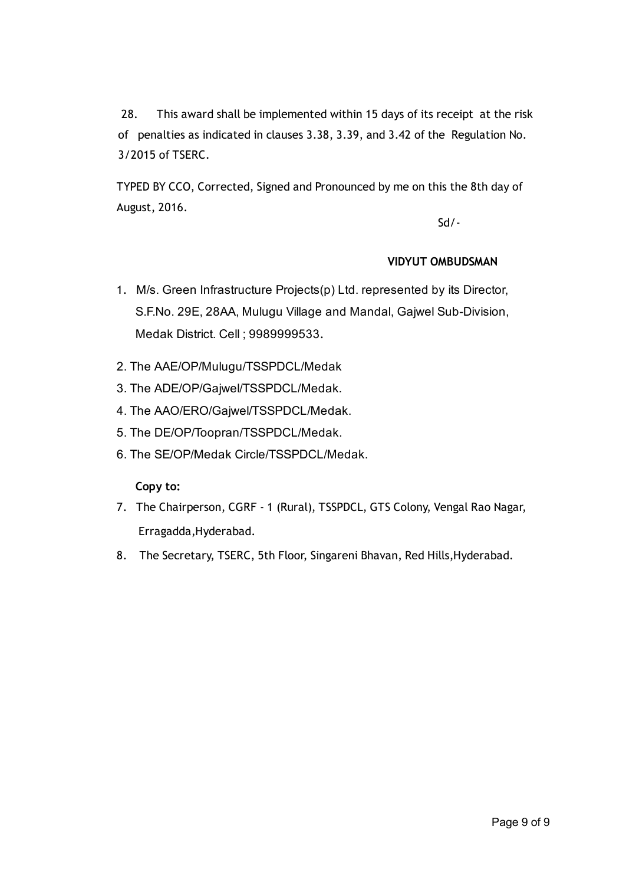28. This award shall be implemented within 15 days of its receipt at the risk of penalties as indicated in clauses 3.38, 3.39, and 3.42 of the Regulation No. 3/2015 of TSERC.

TYPED BY CCO, Corrected, Signed and Pronounced by me on this the 8th day of August, 2016.

Sd/-

**VIDYUT OMBUDSMAN**

1. M/s. Green Infrastructure Projects(p) Ltd. represented by its Director, S.F.No. 29E, 28AA, Mulugu Village and Mandal, Gajwel Sub-Division, Medak District. Cell ; 9989999533.
2. The AAE/OP/Mulugu/TSSPDCL/Medak
3. The ADE/OP/Gajwel/TSSPDCL/Medak.
4. The AAO/ERO/Gajwel/TSSPDCL/Medak.
5. The DE/OP/Toopran/TSSPDCL/Medak.
6. The SE/OP/Medak Circle/TSSPDCL/Medak.

**Copy to:**

7. The Chairperson, CGRF - 1 (Rural), TSSPDCL, GTS Colony, Vengal Rao Nagar, Erragadda,Hyderabad.
8. The Secretary, TSERC, 5th Floor, Singareni Bhavan, Red Hills,Hyderabad.